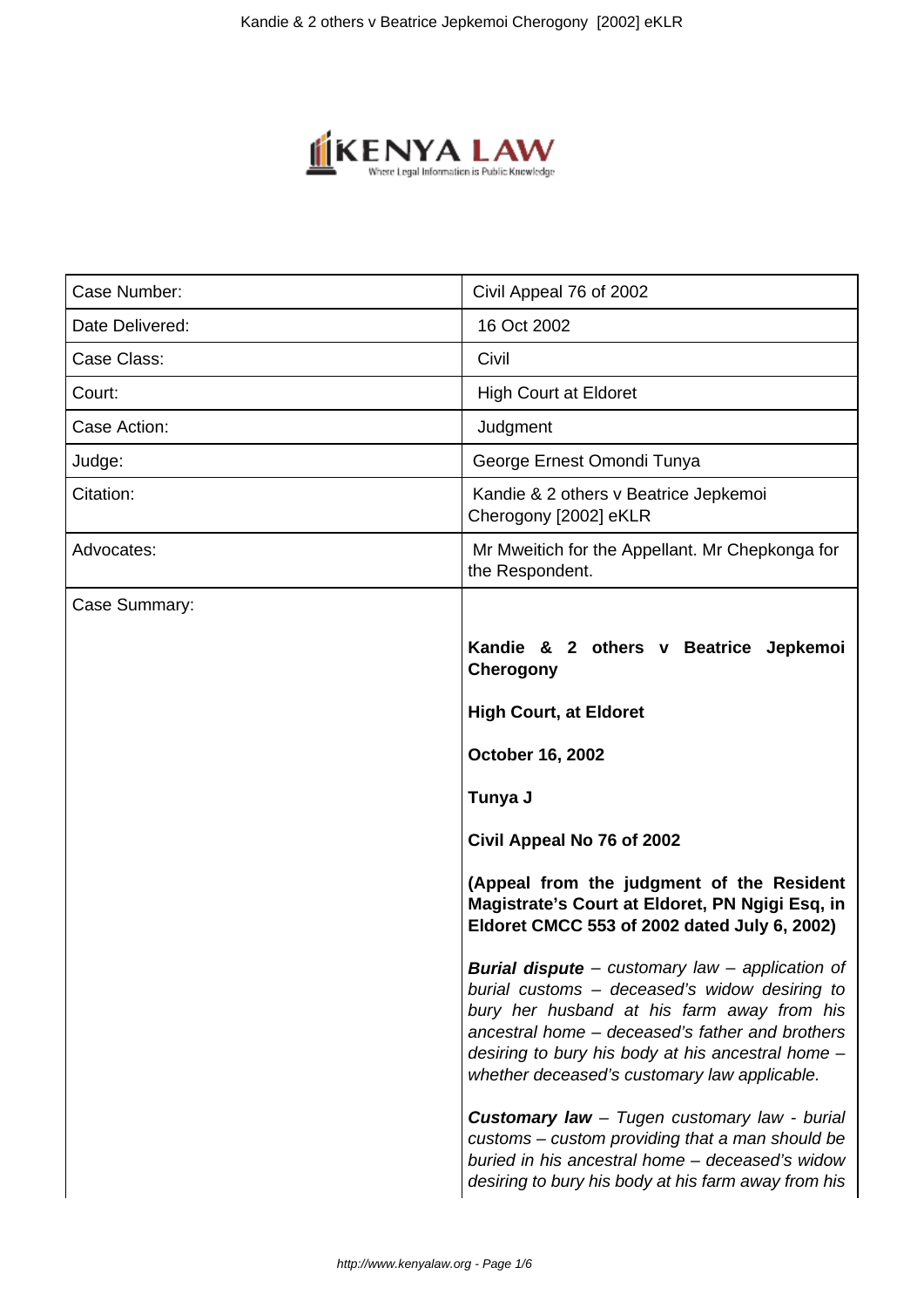| Case Number: | Civil Appeal 76 of 2002 |
| --- | --- |
| Date Delivered: | 16 Oct 2002 |
| Case Class: | Civil |
| Court: | High Court at Eldoret |
| Case Action: | Judgment |
| Judge: | George Ernest Omondi Tunya |
| Citation: | Kandie & 2 others v Beatrice Jepkemoi Cherogony [2002] eKLR |
| Advocates: | Mr Mweitich for the Appellant. Mr Chepkonga for the Respondent. |
| Case Summary: | **Kandie & 2 others v Beatrice Jepkemoi Cherogony**<br><br>**High Court, at Eldoret**<br><br>**October 16, 2002**<br><br>**Tunya J**<br><br>**Civil Appeal No 76 of 2002**<br><br>**(Appeal from the judgment of the Resident Magistrate's Court at Eldoret, PN Ngigi Esq, in Eldoret CMCC 553 of 2002 dated July 6, 2002)**<br><br>***Burial dispute*** *– customary law – application of burial customs – deceased's widow desiring to bury her husband at his farm away from his ancestral home – deceased's father and brothers desiring to bury his body at his ancestral home – whether deceased's customary law applicable.*<br><br>***Customary law*** *– Tugen customary law - burial customs – custom providing that a man should be buried in his ancestral home – deceased's widow desiring to bury his body at his farm away from his* |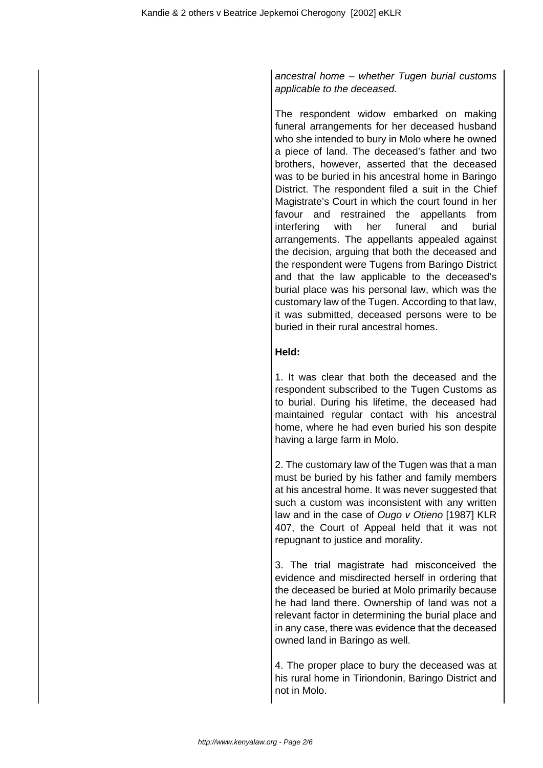*ancestral home – whether Tugen burial customs applicable to the deceased.*

The respondent widow embarked on making funeral arrangements for her deceased husband who she intended to bury in Molo where he owned a piece of land. The deceased's father and two brothers, however, asserted that the deceased was to be buried in his ancestral home in Baringo District. The respondent filed a suit in the Chief Magistrate's Court in which the court found in her favour and restrained the appellants from interfering with her funeral and burial arrangements. The appellants appealed against the decision, arguing that both the deceased and the respondent were Tugens from Baringo District and that the law applicable to the deceased's burial place was his personal law, which was the customary law of the Tugen. According to that law, it was submitted, deceased persons were to be buried in their rural ancestral homes.

**Held:**

1. It was clear that both the deceased and the respondent subscribed to the Tugen Customs as to burial. During his lifetime, the deceased had maintained regular contact with his ancestral home, where he had even buried his son despite having a large farm in Molo.

2. The customary law of the Tugen was that a man must be buried by his father and family members at his ancestral home. It was never suggested that such a custom was inconsistent with any written law and in the case of *Ougo v Otieno* [1987] KLR 407, the Court of Appeal held that it was not repugnant to justice and morality.

3. The trial magistrate had misconceived the evidence and misdirected herself in ordering that the deceased be buried at Molo primarily because he had land there. Ownership of land was not a relevant factor in determining the burial place and in any case, there was evidence that the deceased owned land in Baringo as well.

4. The proper place to bury the deceased was at his rural home in Tiriondonin, Baringo District and not in Molo.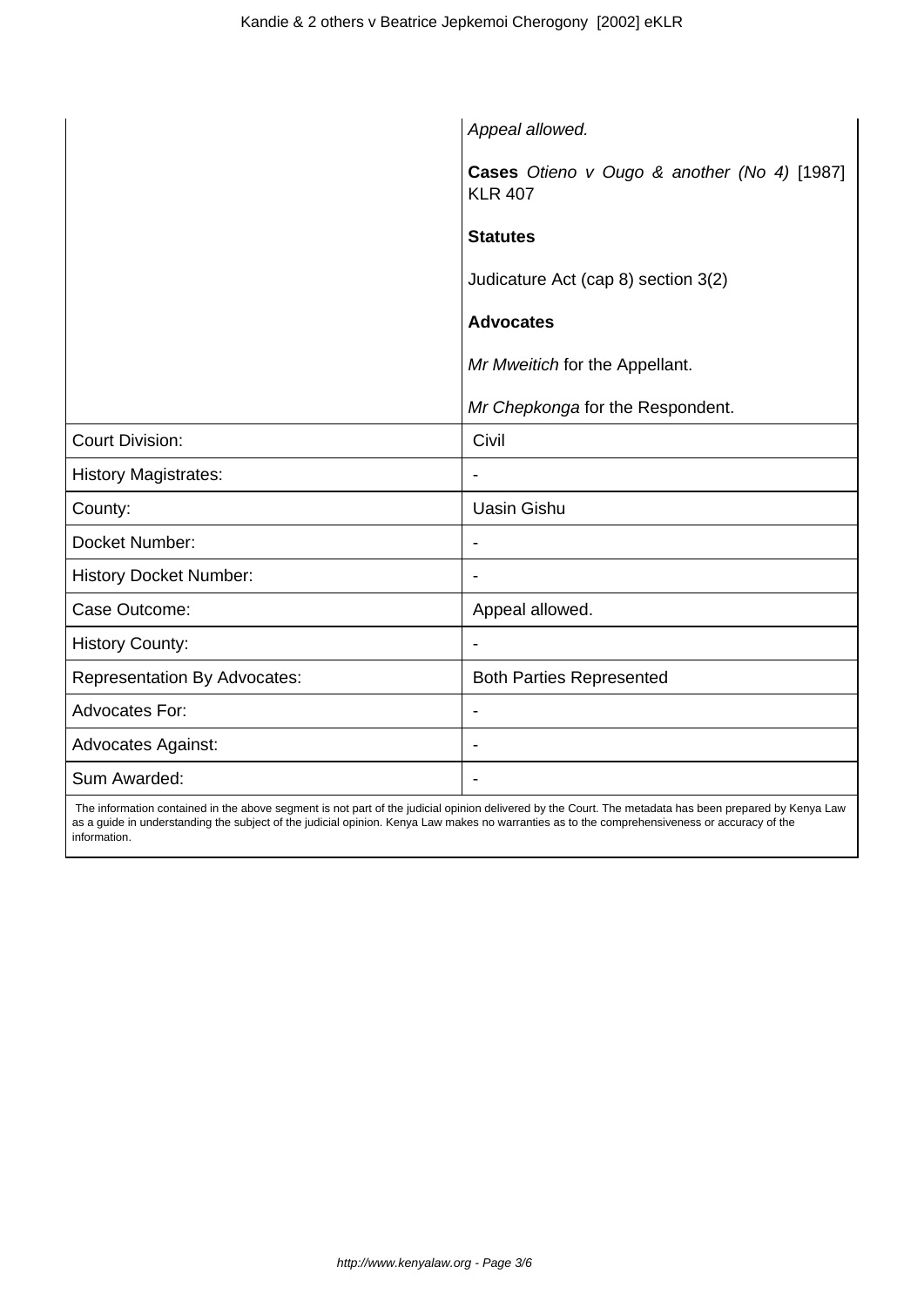| | |
|---|---|
| | *Appeal allowed.*<br><br>**Cases** *Otieno v Ougo & another (No 4)* [1987] KLR 407<br><br>**Statutes**<br><br>Judicature Act (cap 8) section 3(2)<br><br>**Advocates**<br><br>*Mr Mweitich* for the Appellant.<br><br>*Mr Chepkonga* for the Respondent. |
| Court Division: | Civil |
| History Magistrates: | - |
| County: | Uasin Gishu |
| Docket Number: | - |
| History Docket Number: | - |
| Case Outcome: | Appeal allowed. |
| History County: | - |
| Representation By Advocates: | Both Parties Represented |
| Advocates For: | - |
| Advocates Against: | - |
| Sum Awarded: | - |

The information contained in the above segment is not part of the judicial opinion delivered by the Court. The metadata has been prepared by Kenya Law as a guide in understanding the subject of the judicial opinion. Kenya Law makes no warranties as to the comprehensiveness or accuracy of the information.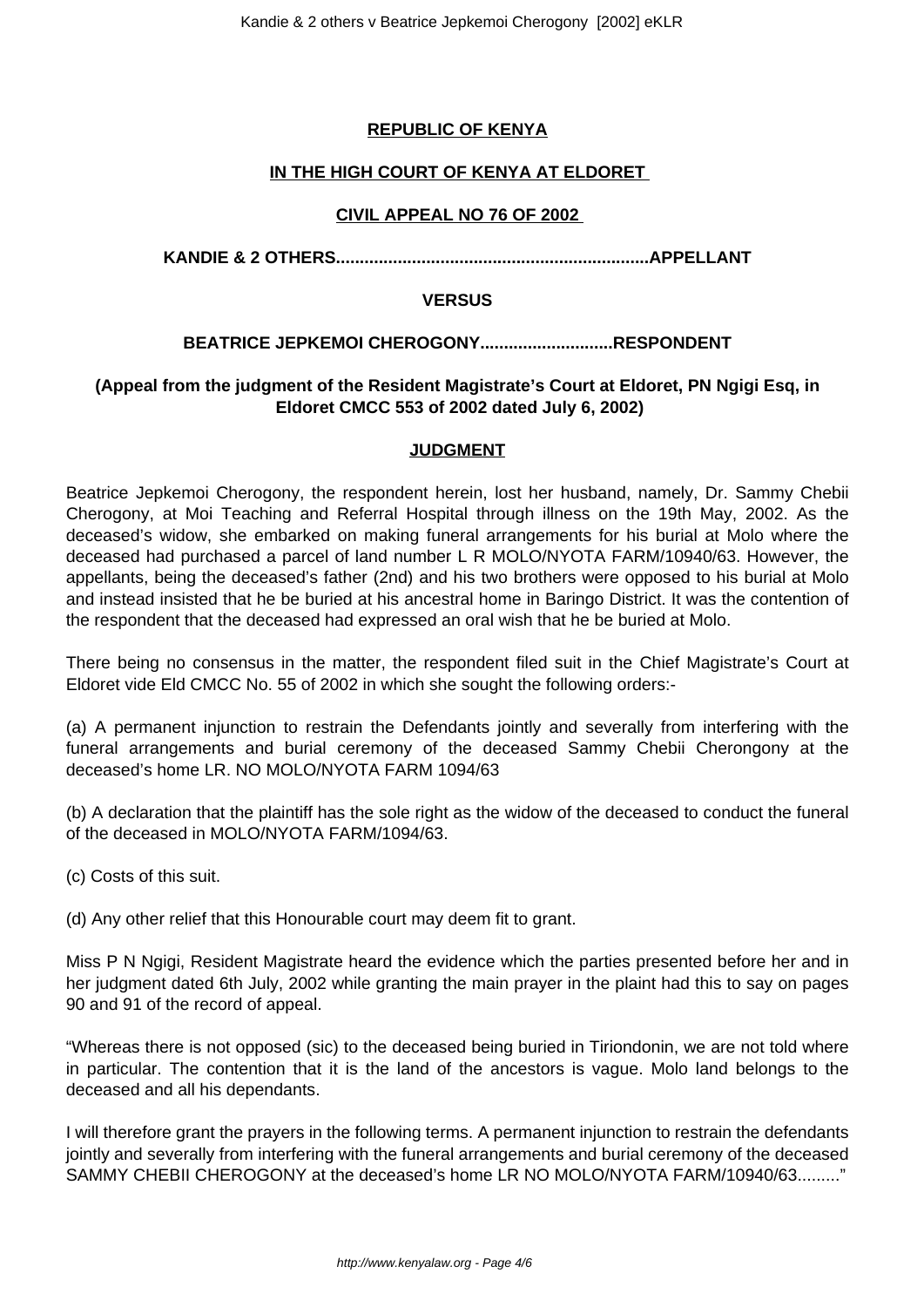**REPUBLIC OF KENYA**

**IN THE HIGH COURT OF KENYA AT ELDORET**

**CIVIL APPEAL NO 76 OF 2002**

**KANDIE & 2 OTHERS.................................................................APPELLANT**

**VERSUS**

**BEATRICE JEPKEMOI CHEROGONY...........................RESPONDENT**

**(Appeal from the judgment of the Resident Magistrate's Court at Eldoret, PN Ngigi Esq, in Eldoret CMCC 553 of 2002 dated July 6, 2002)**

**JUDGMENT**

Beatrice Jepkemoi Cherogony, the respondent herein, lost her husband, namely, Dr. Sammy Chebii Cherogony, at Moi Teaching and Referral Hospital through illness on the 19th May, 2002. As the deceased's widow, she embarked on making funeral arrangements for his burial at Molo where the deceased had purchased a parcel of land number L R MOLO/NYOTA FARM/10940/63. However, the appellants, being the deceased's father (2nd) and his two brothers were opposed to his burial at Molo and instead insisted that he be buried at his ancestral home in Baringo District. It was the contention of the respondent that the deceased had expressed an oral wish that he be buried at Molo.

There being no consensus in the matter, the respondent filed suit in the Chief Magistrate's Court at Eldoret vide Eld CMCC No. 55 of 2002 in which she sought the following orders:-

(a) A permanent injunction to restrain the Defendants jointly and severally from interfering with the funeral arrangements and burial ceremony of the deceased Sammy Chebii Cherongony at the deceased's home LR. NO MOLO/NYOTA FARM 1094/63

(b) A declaration that the plaintiff has the sole right as the widow of the deceased to conduct the funeral of the deceased in MOLO/NYOTA FARM/1094/63.

(c) Costs of this suit.

(d) Any other relief that this Honourable court may deem fit to grant.

Miss P N Ngigi, Resident Magistrate heard the evidence which the parties presented before her and in her judgment dated 6th July, 2002 while granting the main prayer in the plaint had this to say on pages 90 and 91 of the record of appeal.

"Whereas there is not opposed (sic) to the deceased being buried in Tiriondonin, we are not told where in particular. The contention that it is the land of the ancestors is vague. Molo land belongs to the deceased and all his dependants.

I will therefore grant the prayers in the following terms. A permanent injunction to restrain the defendants jointly and severally from interfering with the funeral arrangements and burial ceremony of the deceased SAMMY CHEBII CHEROGONY at the deceased's home LR NO MOLO/NYOTA FARM/10940/63........."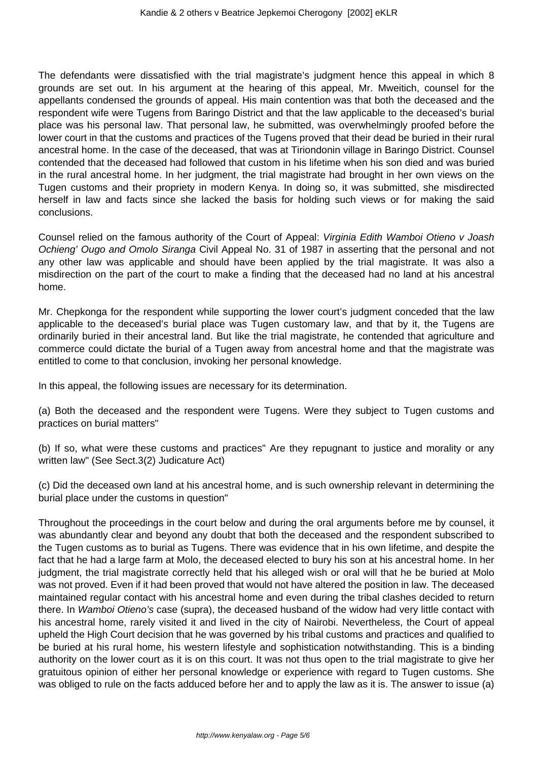The defendants were dissatisfied with the trial magistrate's judgment hence this appeal in which 8 grounds are set out. In his argument at the hearing of this appeal, Mr. Mweitich, counsel for the appellants condensed the grounds of appeal. His main contention was that both the deceased and the respondent wife were Tugens from Baringo District and that the law applicable to the deceased's burial place was his personal law. That personal law, he submitted, was overwhelmingly proofed before the lower court in that the customs and practices of the Tugens proved that their dead be buried in their rural ancestral home. In the case of the deceased, that was at Tiriondonin village in Baringo District. Counsel contended that the deceased had followed that custom in his lifetime when his son died and was buried in the rural ancestral home. In her judgment, the trial magistrate had brought in her own views on the Tugen customs and their propriety in modern Kenya. In doing so, it was submitted, she misdirected herself in law and facts since she lacked the basis for holding such views or for making the said conclusions.

Counsel relied on the famous authority of the Court of Appeal: *Virginia Edith Wamboi Otieno v Joash Ochieng' Ougo and Omolo Siranga* Civil Appeal No. 31 of 1987 in asserting that the personal and not any other law was applicable and should have been applied by the trial magistrate. It was also a misdirection on the part of the court to make a finding that the deceased had no land at his ancestral home.

Mr. Chepkonga for the respondent while supporting the lower court's judgment conceded that the law applicable to the deceased's burial place was Tugen customary law, and that by it, the Tugens are ordinarily buried in their ancestral land. But like the trial magistrate, he contended that agriculture and commerce could dictate the burial of a Tugen away from ancestral home and that the magistrate was entitled to come to that conclusion, invoking her personal knowledge.

In this appeal, the following issues are necessary for its determination.

(a) Both the deceased and the respondent were Tugens. Were they subject to Tugen customs and practices on burial matters"

(b) If so, what were these customs and practices" Are they repugnant to justice and morality or any written law" (See Sect.3(2) Judicature Act)

(c) Did the deceased own land at his ancestral home, and is such ownership relevant in determining the burial place under the customs in question"

Throughout the proceedings in the court below and during the oral arguments before me by counsel, it was abundantly clear and beyond any doubt that both the deceased and the respondent subscribed to the Tugen customs as to burial as Tugens. There was evidence that in his own lifetime, and despite the fact that he had a large farm at Molo, the deceased elected to bury his son at his ancestral home. In her judgment, the trial magistrate correctly held that his alleged wish or oral will that he be buried at Molo was not proved. Even if it had been proved that would not have altered the position in law. The deceased maintained regular contact with his ancestral home and even during the tribal clashes decided to return there. In *Wamboi Otieno's* case (supra), the deceased husband of the widow had very little contact with his ancestral home, rarely visited it and lived in the city of Nairobi. Nevertheless, the Court of appeal upheld the High Court decision that he was governed by his tribal customs and practices and qualified to be buried at his rural home, his western lifestyle and sophistication notwithstanding. This is a binding authority on the lower court as it is on this court. It was not thus open to the trial magistrate to give her gratuitous opinion of either her personal knowledge or experience with regard to Tugen customs. She was obliged to rule on the facts adduced before her and to apply the law as it is. The answer to issue (a)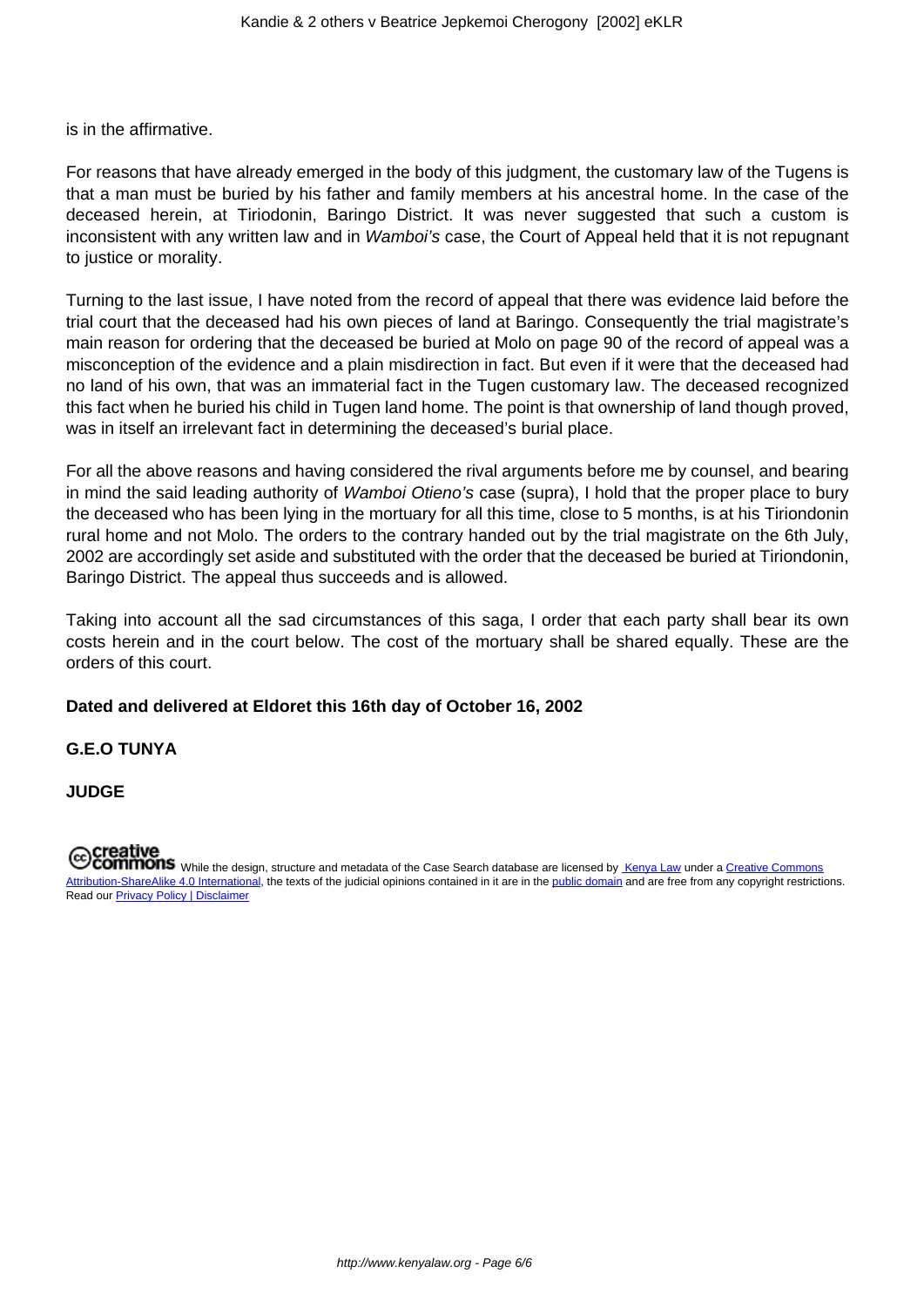is in the affirmative.

For reasons that have already emerged in the body of this judgment, the customary law of the Tugens is that a man must be buried by his father and family members at his ancestral home. In the case of the deceased herein, at Tiriodonin, Baringo District. It was never suggested that such a custom is inconsistent with any written law and in *Wamboi's* case, the Court of Appeal held that it is not repugnant to justice or morality.

Turning to the last issue, I have noted from the record of appeal that there was evidence laid before the trial court that the deceased had his own pieces of land at Baringo. Consequently the trial magistrate's main reason for ordering that the deceased be buried at Molo on page 90 of the record of appeal was a misconception of the evidence and a plain misdirection in fact. But even if it were that the deceased had no land of his own, that was an immaterial fact in the Tugen customary law. The deceased recognized this fact when he buried his child in Tugen land home. The point is that ownership of land though proved, was in itself an irrelevant fact in determining the deceased's burial place.

For all the above reasons and having considered the rival arguments before me by counsel, and bearing in mind the said leading authority of *Wamboi Otieno's* case (supra), I hold that the proper place to bury the deceased who has been lying in the mortuary for all this time, close to 5 months, is at his Tiriondonin rural home and not Molo. The orders to the contrary handed out by the trial magistrate on the 6th July, 2002 are accordingly set aside and substituted with the order that the deceased be buried at Tiriondonin, Baringo District. The appeal thus succeeds and is allowed.

Taking into account all the sad circumstances of this saga, I order that each party shall bear its own costs herein and in the court below. The cost of the mortuary shall be shared equally. These are the orders of this court.

**Dated and delivered at Eldoret this 16th day of October 16, 2002**

**G.E.O TUNYA**

**JUDGE**

While the design, structure and metadata of the Case Search database are licensed by Kenya Law under a Creative Commons Attribution-ShareAlike 4.0 International, the texts of the judicial opinions contained in it are in the public domain and are free from any copyright restrictions. Read our Privacy Policy | Disclaimer